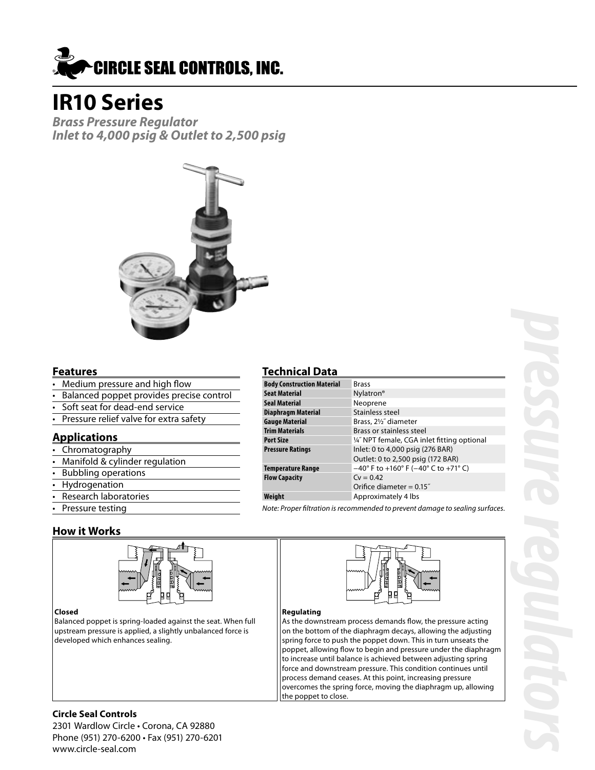# CIRCLE SEAL CONTROLS, INC.

# IR10 Series

***Brass Pressure Regulator***
***Inlet to 4,000 psig & Outlet to 2,500 psig***

## Features

- Medium pressure and high flow
- Balanced poppet provides precise control
- Soft seat for dead-end service
- Pressure relief valve for extra safety

## Applications

- Chromatography
- Manifold & cylinder regulation
- Bubbling operations
- Hydrogenation
- Research laboratories
- Pressure testing

## Technical Data

| | |
|---|---|
| **Body Construction Material** | Brass |
| **Seat Material** | Nylatron® |
| **Seal Material** | Neoprene |
| **Diaphragm Material** | Stainless steel |
| **Gauge Material** | Brass, 2½″ diameter |
| **Trim Materials** | Brass or stainless steel |
| **Port Size** | ¼″ NPT female, CGA inlet fitting optional |
| **Pressure Ratings** | Inlet: 0 to 4,000 psig (276 BAR)<br>Outlet: 0 to 2,500 psig (172 BAR) |
| **Temperature Range** | −40° F to +160° F (−40° C to +71° C) |
| **Flow Capacity** | $C_V = 0.42$<br>Orifice diameter = 0.15″ |
| **Weight** | Approximately 4 lbs |

*Note: Proper filtration is recommended to prevent damage to sealing surfaces.*

## How it Works

**Closed**

Balanced poppet is spring-loaded against the seat. When full upstream pressure is applied, a slightly unbalanced force is developed which enhances sealing.

**Regulating**

As the downstream process demands flow, the pressure acting on the bottom of the diaphragm decays, allowing the adjusting spring force to push the poppet down. This in turn unseats the poppet, allowing flow to begin and pressure under the diaphragm to increase until balance is achieved between adjusting spring force and downstream pressure. This condition continues until process demand ceases. At this point, increasing pressure overcomes the spring force, moving the diaphragm up, allowing the poppet to close.

**Circle Seal Controls**
2301 Wardlow Circle • Corona, CA 92880
Phone (951) 270-6200 • Fax (951) 270-6201
www.circle-seal.com

*pressure regulators*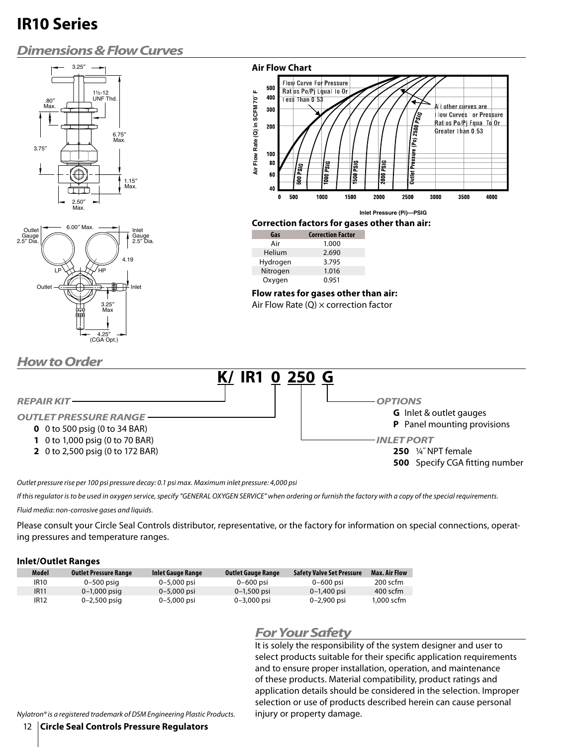# IR10 Series

## Dimensions & Flow Curves

3.25″
1½-12 UNF Thd.
.80″ Max.
6.75″ Max.
3.75″
1.15″ Max.
2.50″ Max.

Outlet Gauge 2.5″ Dia.
6.00″ Max.
Inlet Gauge 2.5″ Dia.
4.19
LP
HP
Outlet
Inlet
3.25″ Max
4.25″ (CGA Opt.)

### Air Flow Chart

Flow Curve For Pressure Ratios Po/Pi Equal To Or Less Than 0.53

All other curves are Flow Curves For Pressure Ratios Po/Pi Equal To Or Greater Than 0.53

500 PSIG
1000 PSIG
1500 PSIG
2000 PSIG
2500 PSIG
Outlet Pressure (Po)

Air Flow Rate (Q) in SCFM 70° F

500
400
300
200
100
80
60
40

0 500 1000 1500 2000 2500 3000 3500 4000

Inlet Pressure (Pi)—PSIG

**Correction factors for gases other than air:**

| Gas | Correction Factor |
|---|---|
| Air | 1.000 |
| Helium | 2.690 |
| Hydrogen | 3.795 |
| Nitrogen | 1.016 |
| Oxygen | 0.951 |

**Flow rates for gases other than air:**
Air Flow Rate (Q) × correction factor

## How to Order

**K/ IR1 0 250 G**

***REPAIR KIT***

***OUTLET PRESSURE RANGE***
- **0** 0 to 500 psig (0 to 34 BAR)
- **1** 0 to 1,000 psig (0 to 70 BAR)
- **2** 0 to 2,500 psig (0 to 172 BAR)

***OPTIONS***
- **G** Inlet & outlet gauges
- **P** Panel mounting provisions

***INLET PORT***
- **250** ¼″ NPT female
- **500** Specify CGA fitting number

*Outlet pressure rise per 100 psi pressure decay: 0.1 psi max. Maximum inlet pressure: 4,000 psi*

*If this regulator is to be used in oxygen service, specify "GENERAL OXYGEN SERVICE" when ordering or furnish the factory with a copy of the special requirements.*

*Fluid media: non-corrosive gases and liquids.*

Please consult your Circle Seal Controls distributor, representative, or the factory for information on special connections, operating pressures and temperature ranges.

**Inlet/Outlet Ranges**

| Model | Outlet Pressure Range | Inlet Gauge Range | Outlet Gauge Range | Safety Valve Set Pressure | Max. Air Flow |
|---|---|---|---|---|---|
| IR10 | 0–500 psig | 0–5,000 psi | 0–600 psi | 0–600 psi | 200 scfm |
| IR11 | 0–1,000 psig | 0–5,000 psi | 0–1,500 psi | 0–1,400 psi | 400 scfm |
| IR12 | 0–2,500 psig | 0–5,000 psi | 0–3,000 psi | 0–2,900 psi | 1,000 scfm |

## For Your Safety

It is solely the responsibility of the system designer and user to select products suitable for their specific application requirements and to ensure proper installation, operation, and maintenance of these products. Material compatibility, product ratings and application details should be considered in the selection. Improper selection or use of products described herein can cause personal injury or property damage.

*Nylatron® is a registered trademark of DSM Engineering Plastic Products.*